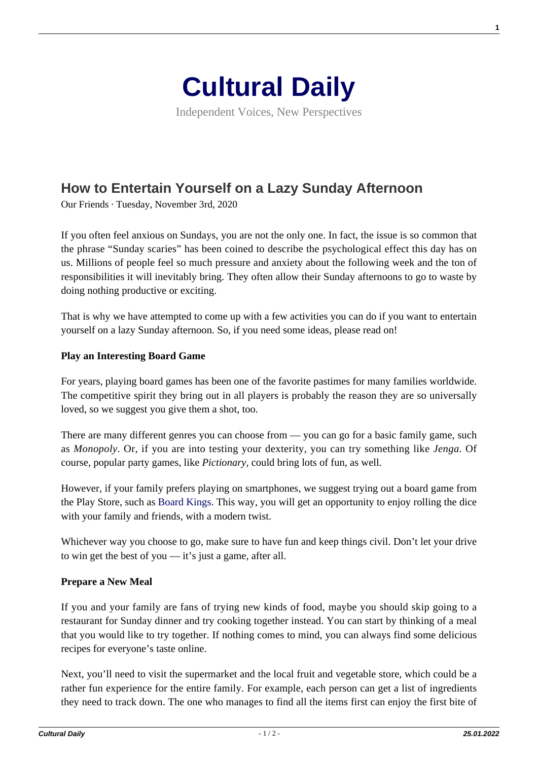# Cultural Daily

Independent Voices, New Perspectives

## How to Entertain Yourself on a Lazy Sunday Afternoon

Our Friends · Tuesday, November 3rd, 2020

If you often feel anxious on Sundays, you are not the only one. In fact, the issue is so common that the phrase "Sunday scaries" has been coined to describe the psychological effect this day has on us. Millions of people feel so much pressure and anxiety about the following week and the ton of responsibilities it will inevitably bring. They often allow their Sunday afternoons to go to waste by doing nothing productive or exciting.

That is why we have attempted to come up with a few activities you can do if you want to entertain yourself on a lazy Sunday afternoon. So, if you need some ideas, please read on!

**Play an Interesting Board Game**

For years, playing board games has been one of the favorite pastimes for many families worldwide. The competitive spirit they bring out in all players is probably the reason they are so universally loved, so we suggest you give them a shot, too.

There are many different genres you can choose from — you can go for a basic family game, such as *Monopoly*. Or, if you are into testing your dexterity, you can try something like *Jenga*. Of course, popular party games, like *Pictionary,* could bring lots of fun, as well.

However, if your family prefers playing on smartphones, we suggest trying out a board game from the Play Store, such as Board Kings. This way, you will get an opportunity to enjoy rolling the dice with your family and friends, with a modern twist.

Whichever way you choose to go, make sure to have fun and keep things civil. Don't let your drive to win get the best of you — it's just a game, after all.

**Prepare a New Meal**

If you and your family are fans of trying new kinds of food, maybe you should skip going to a restaurant for Sunday dinner and try cooking together instead. You can start by thinking of a meal that you would like to try together. If nothing comes to mind, you can always find some delicious recipes for everyone's taste online.

Next, you'll need to visit the supermarket and the local fruit and vegetable store, which could be a rather fun experience for the entire family. For example, each person can get a list of ingredients they need to track down. The one who manages to find all the items first can enjoy the first bite of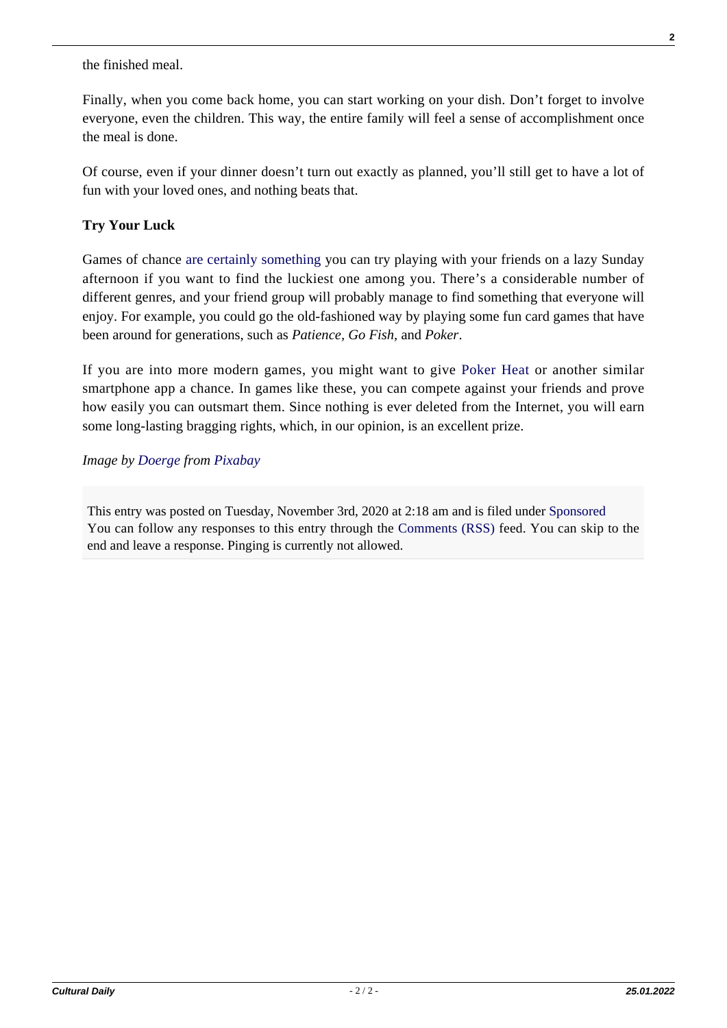the finished meal.

Finally, when you come back home, you can start working on your dish. Don't forget to involve everyone, even the children. This way, the entire family will feel a sense of accomplishment once the meal is done.

Of course, even if your dinner doesn't turn out exactly as planned, you'll still get to have a lot of fun with your loved ones, and nothing beats that.

**Try Your Luck**

Games of chance are certainly something you can try playing with your friends on a lazy Sunday afternoon if you want to find the luckiest one among you. There's a considerable number of different genres, and your friend group will probably manage to find something that everyone will enjoy. For example, you could go the old-fashioned way by playing some fun card games that have been around for generations, such as *Patience*, *Go Fish*, and *Poker*.

If you are into more modern games, you might want to give Poker Heat or another similar smartphone app a chance. In games like these, you can compete against your friends and prove how easily you can outsmart them. Since nothing is ever deleted from the Internet, you will earn some long-lasting bragging rights, which, in our opinion, is an excellent prize.

*Image by Doerge from Pixabay*

This entry was posted on Tuesday, November 3rd, 2020 at 2:18 am and is filed under Sponsored
You can follow any responses to this entry through the Comments (RSS) feed. You can skip to the end and leave a response. Pinging is currently not allowed.